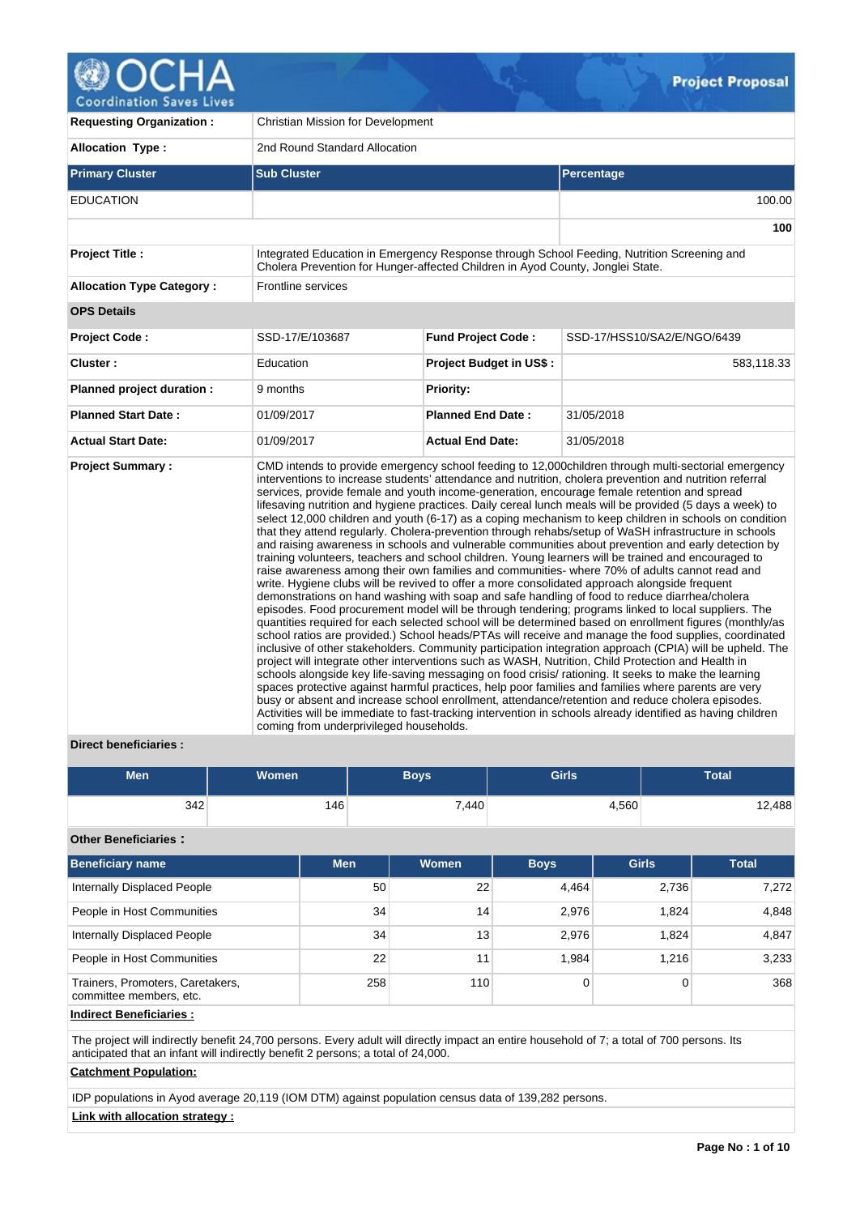**Project Proposal**

| | |
|---|---|
| **Requesting Organization :** | Christian Mission for Development |
| **Allocation Type :** | 2nd Round Standard Allocation |

| Primary Cluster | Sub Cluster | Percentage |
|---|---|---|
| EDUCATION | | 100.00 |
| | | **100** |

| | | | |
|---|---|---|---|
| **Project Title :** | Integrated Education in Emergency Response through School Feeding, Nutrition Screening and Cholera Prevention for Hunger-affected Children in Ayod County, Jonglei State. | | |
| **Allocation Type Category :** | Frontline services | | |
| **OPS Details** | | | |
| **Project Code :** | SSD-17/E/103687 | **Fund Project Code :** | SSD-17/HSS10/SA2/E/NGO/6439 |
| **Cluster :** | Education | **Project Budget in US$ :** | 583,118.33 |
| **Planned project duration :** | 9 months | **Priority:** | |
| **Planned Start Date :** | 01/09/2017 | **Planned End Date :** | 31/05/2018 |
| **Actual Start Date:** | 01/09/2017 | **Actual End Date:** | 31/05/2018 |
| **Project Summary :** | CMD intends to provide emergency school feeding to 12,000children through multi-sectorial emergency interventions to increase students' attendance and nutrition, cholera prevention and nutrition referral services, provide female and youth income-generation, encourage female retention and spread lifesaving nutrition and hygiene practices. Daily cereal lunch meals will be provided (5 days a week) to select 12,000 children and youth (6-17) as a coping mechanism to keep children in schools on condition that they attend regularly. Cholera-prevention through rehabs/setup of WaSH infrastructure in schools and raising awareness in schools and vulnerable communities about prevention and early detection by training volunteers, teachers and school children. Young learners will be trained and encouraged to raise awareness among their own families and communities- where 70% of adults cannot read and write. Hygiene clubs will be revived to offer a more consolidated approach alongside frequent demonstrations on hand washing with soap and safe handling of food to reduce diarrhea/cholera episodes. Food procurement model will be through tendering; programs linked to local suppliers. The quantities required for each selected school will be determined based on enrollment figures (monthly/as school ratios are provided.) School heads/PTAs will receive and manage the food supplies, coordinated inclusive of other stakeholders. Community participation integration approach (CPIA) will be upheld. The project will integrate other interventions such as WASH, Nutrition, Child Protection and Health in schools alongside key life-saving messaging on food crisis/ rationing. It seeks to make the learning spaces protective against harmful practices, help poor families and families where parents are very busy or absent and increase school enrollment, attendance/retention and reduce cholera episodes. Activities will be immediate to fast-tracking intervention in schools already identified as having children coming from underprivileged households. | | |

**Direct beneficiaries :**

| Men | Women | Boys | Girls | Total |
|---|---|---|---|---|
| 342 | 146 | 7,440 | 4,560 | 12,488 |

**Other Beneficiaries :**

| Beneficiary name | Men | Women | Boys | Girls | Total |
|---|---|---|---|---|---|
| Internally Displaced People | 50 | 22 | 4,464 | 2,736 | 7,272 |
| People in Host Communities | 34 | 14 | 2,976 | 1,824 | 4,848 |
| Internally Displaced People | 34 | 13 | 2,976 | 1,824 | 4,847 |
| People in Host Communities | 22 | 11 | 1,984 | 1,216 | 3,233 |
| Trainers, Promoters, Caretakers, committee members, etc. | 258 | 110 | 0 | 0 | 368 |

**Indirect Beneficiaries :**

The project will indirectly benefit 24,700 persons. Every adult will directly impact an entire household of 7; a total of 700 persons. Its anticipated that an infant will indirectly benefit 2 persons; a total of 24,000.

**Catchment Population:**

IDP populations in Ayod average 20,119 (IOM DTM) against population census data of 139,282 persons.

**Link with allocation strategy :**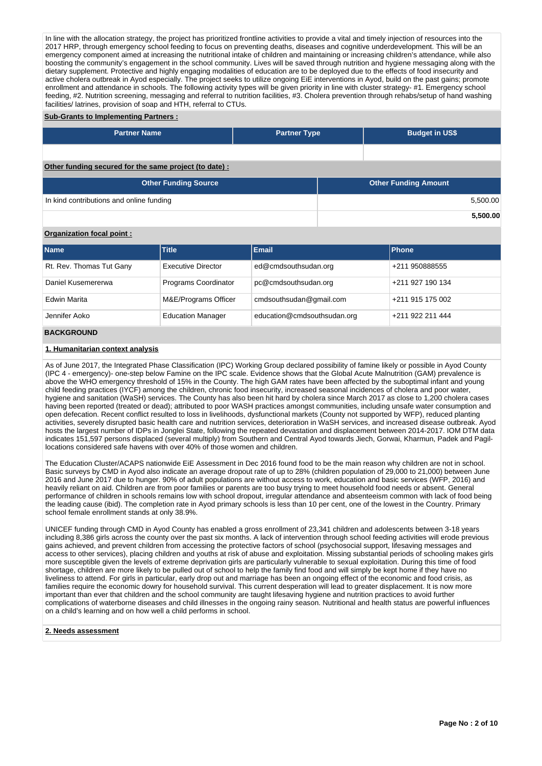In line with the allocation strategy, the project has prioritized frontline activities to provide a vital and timely injection of resources into the 2017 HRP, through emergency school feeding to focus on preventing deaths, diseases and cognitive underdevelopment. This will be an emergency component aimed at increasing the nutritional intake of children and maintaining or increasing children's attendance, while also boosting the community's engagement in the school community. Lives will be saved through nutrition and hygiene messaging along with the dietary supplement. Protective and highly engaging modalities of education are to be deployed due to the effects of food insecurity and active cholera outbreak in Ayod especially. The project seeks to utilize ongoing EiE interventions in Ayod, build on the past gains; promote enrollment and attendance in schools. The following activity types will be given priority in line with cluster strategy- #1. Emergency school feeding, #2. Nutrition screening, messaging and referral to nutrition facilities, #3. Cholera prevention through rehabs/setup of hand washing facilities/ latrines, provision of soap and HTH, referral to CTUs.

**Sub-Grants to Implementing Partners :**

| Partner Name | Partner Type | Budget in US$ |
|---|---|---|
| | | |

**Other funding secured for the same project (to date) :**

| Other Funding Source | Other Funding Amount |
|---|---|
| In kind contributions and online funding | 5,500.00 |
| | **5,500.00** |

**Organization focal point :**

| Name | Title | Email | Phone |
|---|---|---|---|
| Rt. Rev. Thomas Tut Gany | Executive Director | ed@cmdsouthsudan.org | +211 950888555 |
| Daniel Kusemererwa | Programs Coordinator | pc@cmdsouthsudan.org | +211 927 190 134 |
| Edwin Marita | M&E/Programs Officer | cmdsouthsudan@gmail.com | +211 915 175 002 |
| Jennifer Aoko | Education Manager | education@cmdsouthsudan.org | +211 922 211 444 |

## BACKGROUND

### 1. Humanitarian context analysis

As of June 2017, the Integrated Phase Classification (IPC) Working Group declared possibility of famine likely or possible in Ayod County (IPC 4 - emergency)- one-step below Famine on the IPC scale. Evidence shows that the Global Acute Malnutrition (GAM) prevalence is above the WHO emergency threshold of 15% in the County. The high GAM rates have been affected by the suboptimal infant and young child feeding practices (IYCF) among the children, chronic food insecurity, increased seasonal incidences of cholera and poor water, hygiene and sanitation (WaSH) services. The County has also been hit hard by cholera since March 2017 as close to 1,200 cholera cases having been reported (treated or dead); attributed to poor WASH practices amongst communities, including unsafe water consumption and open defecation. Recent conflict resulted to loss in livelihoods, dysfunctional markets (County not supported by WFP), reduced planting activities, severely disrupted basic health care and nutrition services, deterioration in WaSH services, and increased disease outbreak. Ayod hosts the largest number of IDPs in Jonglei State, following the repeated devastation and displacement between 2014-2017. IOM DTM data indicates 151,597 persons displaced (several multiply) from Southern and Central Ayod towards Jiech, Gorwai, Kharmun, Padek and Pagil- locations considered safe havens with over 40% of those women and children.

The Education Cluster/ACAPS nationwide EiE Assessment in Dec 2016 found food to be the main reason why children are not in school. Basic surveys by CMD in Ayod also indicate an average dropout rate of up to 28% (children population of 29,000 to 21,000) between June 2016 and June 2017 due to hunger. 90% of adult populations are without access to work, education and basic services (WFP, 2016) and heavily reliant on aid. Children are from poor families or parents are too busy trying to meet household food needs or absent. General performance of children in schools remains low with school dropout, irregular attendance and absenteeism common with lack of food being the leading cause (ibid). The completion rate in Ayod primary schools is less than 10 per cent, one of the lowest in the Country. Primary school female enrollment stands at only 38.9%.

UNICEF funding through CMD in Ayod County has enabled a gross enrollment of 23,341 children and adolescents between 3-18 years including 8,386 girls across the county over the past six months. A lack of intervention through school feeding activities will erode previous gains achieved, and prevent children from accessing the protective factors of school (psychosocial support, lifesaving messages and access to other services), placing children and youths at risk of abuse and exploitation. Missing substantial periods of schooling makes girls more susceptible given the levels of extreme deprivation girls are particularly vulnerable to sexual exploitation. During this time of food shortage, children are more likely to be pulled out of school to help the family find food and will simply be kept home if they have no liveliness to attend. For girls in particular, early drop out and marriage has been an ongoing effect of the economic and food crisis, as families require the economic dowry for household survival. This current desperation will lead to greater displacement. It is now more important than ever that children and the school community are taught lifesaving hygiene and nutrition practices to avoid further complications of waterborne diseases and child illnesses in the ongoing rainy season. Nutritional and health status are powerful influences on a child's learning and on how well a child performs in school.

### 2. Needs assessment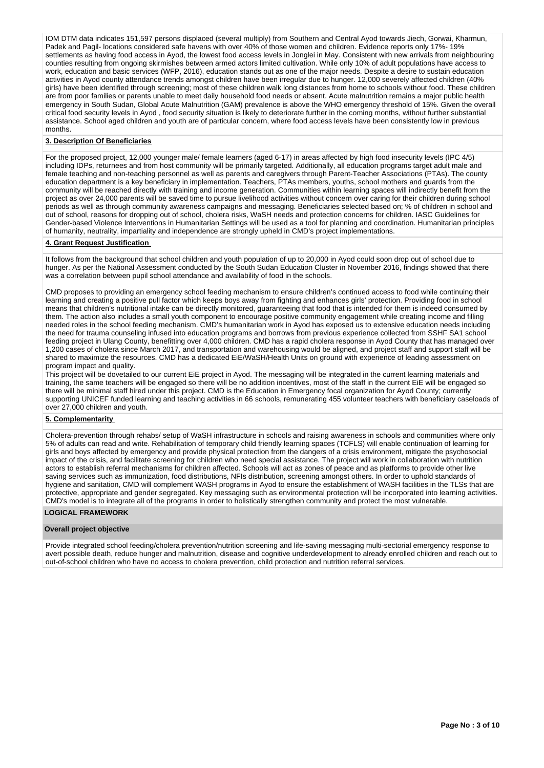IOM DTM data indicates 151,597 persons displaced (several multiply) from Southern and Central Ayod towards Jiech, Gorwai, Kharmun, Padek and Pagil- locations considered safe havens with over 40% of those women and children. Evidence reports only 17%- 19% settlements as having food access in Ayod, the lowest food access levels in Jonglei in May. Consistent with new arrivals from neighbouring counties resulting from ongoing skirmishes between armed actors limited cultivation. While only 10% of adult populations have access to work, education and basic services (WFP, 2016), education stands out as one of the major needs. Despite a desire to sustain education activities in Ayod county attendance trends amongst children have been irregular due to hunger. 12,000 severely affected children (40% girls) have been identified through screening; most of these children walk long distances from home to schools without food. These children are from poor families or parents unable to meet daily household food needs or absent. Acute malnutrition remains a major public health emergency in South Sudan, Global Acute Malnutrition (GAM) prevalence is above the WHO emergency threshold of 15%. Given the overall critical food security levels in Ayod , food security situation is likely to deteriorate further in the coming months, without further substantial assistance. School aged children and youth are of particular concern, where food access levels have been consistently low in previous months.

**3. Description Of Beneficiaries**

For the proposed project, 12,000 younger male/ female learners (aged 6-17) in areas affected by high food insecurity levels (IPC 4/5) including IDPs, returnees and from host community will be primarily targeted. Additionally, all education programs target adult male and female teaching and non-teaching personnel as well as parents and caregivers through Parent-Teacher Associations (PTAs). The county education department is a key beneficiary in implementation. Teachers, PTAs members, youths, school mothers and guards from the community will be reached directly with training and income generation. Communities within learning spaces will indirectly benefit from the project as over 24,000 parents will be saved time to pursue livelihood activities without concern over caring for their children during school periods as well as through community awareness campaigns and messaging. Beneficiaries selected based on; % of children in school and out of school, reasons for dropping out of school, cholera risks, WaSH needs and protection concerns for children. IASC Guidelines for Gender-based Violence Interventions in Humanitarian Settings will be used as a tool for planning and coordination. Humanitarian principles of humanity, neutrality, impartiality and independence are strongly upheld in CMD's project implementations.

**4. Grant Request Justification**

It follows from the background that school children and youth population of up to 20,000 in Ayod could soon drop out of school due to hunger. As per the National Assessment conducted by the South Sudan Education Cluster in November 2016, findings showed that there was a correlation between pupil school attendance and availability of food in the schools.

CMD proposes to providing an emergency school feeding mechanism to ensure children's continued access to food while continuing their learning and creating a positive pull factor which keeps boys away from fighting and enhances girls' protection. Providing food in school means that children's nutritional intake can be directly monitored, guaranteeing that food that is intended for them is indeed consumed by them. The action also includes a small youth component to encourage positive community engagement while creating income and filling needed roles in the school feeding mechanism. CMD's humanitarian work in Ayod has exposed us to extensive education needs including the need for trauma counseling infused into education programs and borrows from previous experience collected from SSHF SA1 school feeding project in Ulang County, benefitting over 4,000 children. CMD has a rapid cholera response in Ayod County that has managed over 1,200 cases of cholera since March 2017, and transportation and warehousing would be aligned, and project staff and support staff will be shared to maximize the resources. CMD has a dedicated EiE/WaSH/Health Units on ground with experience of leading assessment on program impact and quality.
This project will be dovetailed to our current EiE project in Ayod. The messaging will be integrated in the current learning materials and training, the same teachers will be engaged so there will be no addition incentives, most of the staff in the current EiE will be engaged so there will be minimal staff hired under this project. CMD is the Education in Emergency focal organization for Ayod County; currently supporting UNICEF funded learning and teaching activities in 66 schools, remunerating 455 volunteer teachers with beneficiary caseloads of over 27,000 children and youth.

**5. Complementarity**

Cholera-prevention through rehabs/ setup of WaSH infrastructure in schools and raising awareness in schools and communities where only 5% of adults can read and write. Rehabilitation of temporary child friendly learning spaces (TCFLS) will enable continuation of learning for girls and boys affected by emergency and provide physical protection from the dangers of a crisis environment, mitigate the psychosocial impact of the crisis, and facilitate screening for children who need special assistance. The project will work in collaboration with nutrition actors to establish referral mechanisms for children affected. Schools will act as zones of peace and as platforms to provide other live saving services such as immunization, food distributions, NFIs distribution, screening amongst others. In order to uphold standards of hygiene and sanitation, CMD will complement WASH programs in Ayod to ensure the establishment of WASH facilities in the TLSs that are protective, appropriate and gender segregated. Key messaging such as environmental protection will be incorporated into learning activities. CMD's model is to integrate all of the programs in order to holistically strengthen community and protect the most vulnerable.

## LOGICAL FRAMEWORK

### Overall project objective

Provide integrated school feeding/cholera prevention/nutrition screening and life-saving messaging multi-sectorial emergency response to avert possible death, reduce hunger and malnutrition, disease and cognitive underdevelopment to already enrolled children and reach out to out-of-school children who have no access to cholera prevention, child protection and nutrition referral services.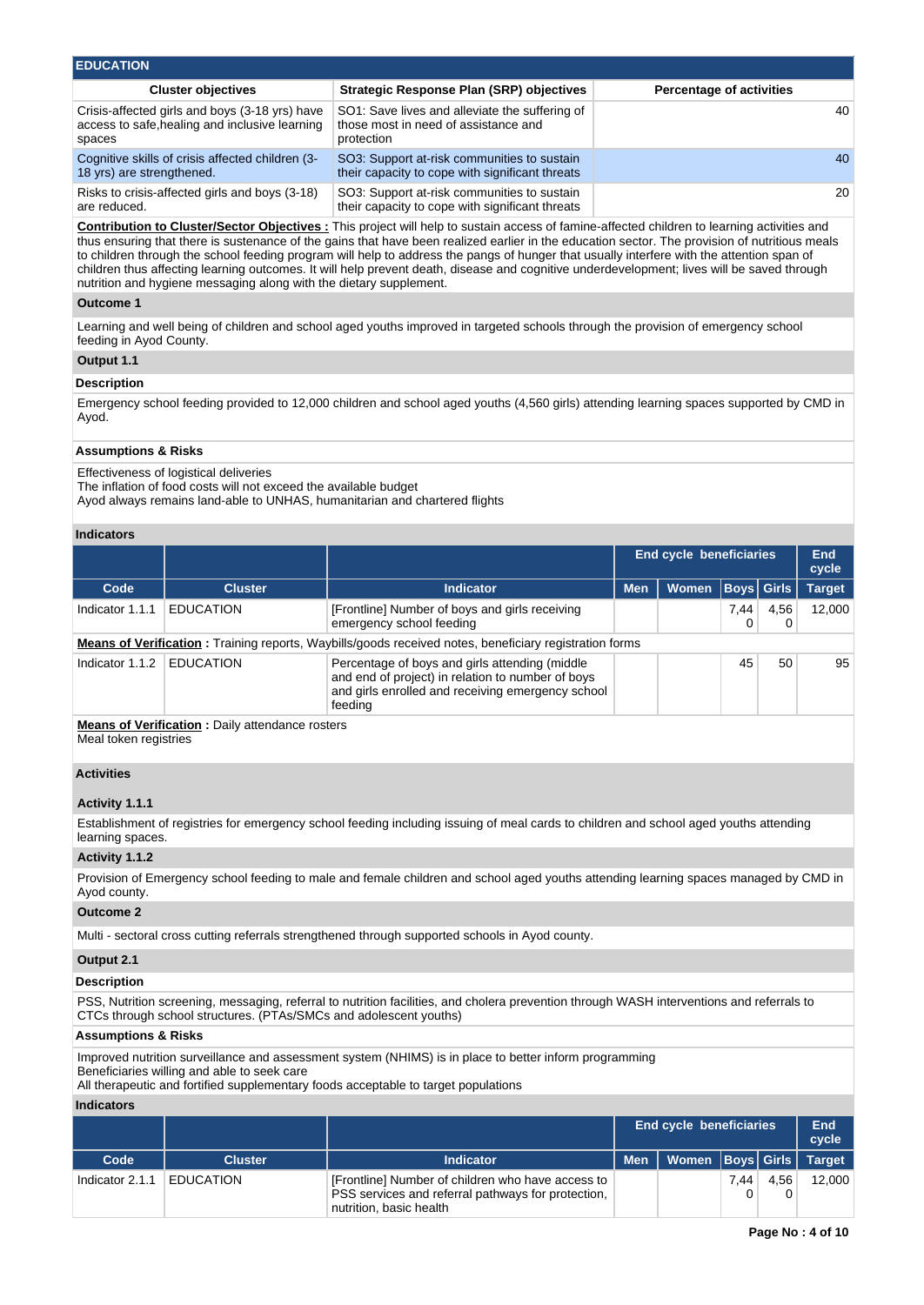## EDUCATION

| Cluster objectives | Strategic Response Plan (SRP) objectives | Percentage of activities |
|---|---|---|
| Crisis-affected girls and boys (3-18 yrs) have access to safe,healing and inclusive learning spaces | SO1: Save lives and alleviate the suffering of those most in need of assistance and protection | 40 |
| Cognitive skills of crisis affected children (3-18 yrs) are strengthened. | SO3: Support at-risk communities to sustain their capacity to cope with significant threats | 40 |
| Risks to crisis-affected girls and boys (3-18) are reduced. | SO3: Support at-risk communities to sustain their capacity to cope with significant threats | 20 |

**Contribution to Cluster/Sector Objectives :** This project will help to sustain access of famine-affected children to learning activities and thus ensuring that there is sustenance of the gains that have been realized earlier in the education sector. The provision of nutritious meals to children through the school feeding program will help to address the pangs of hunger that usually interfere with the attention span of children thus affecting learning outcomes. It will help prevent death, disease and cognitive underdevelopment; lives will be saved through nutrition and hygiene messaging along with the dietary supplement.

### Outcome 1

Learning and well being of children and school aged youths improved in targeted schools through the provision of emergency school feeding in Ayod County.

### Output 1.1

#### Description

Emergency school feeding provided to 12,000 children and school aged youths (4,560 girls) attending learning spaces supported by CMD in Ayod.

#### Assumptions & Risks

Effectiveness of logistical deliveries
The inflation of food costs will not exceed the available budget
Ayod always remains land-able to UNHAS, humanitarian and chartered flights

#### Indicators

| | | | End cycle beneficiaries | | | | End cycle |
|---|---|---|---|---|---|---|---|
| Code | Cluster | Indicator | Men | Women | Boys | Girls | Target |
| Indicator 1.1.1 | EDUCATION | [Frontline] Number of boys and girls receiving emergency school feeding | | | 7,440 | 4,560 | 12,000 |
| Indicator 1.1.2 | EDUCATION | Percentage of boys and girls attending (middle and end of project) in relation to number of boys and girls enrolled and receiving emergency school feeding | | | 45 | 50 | 95 |

**Means of Verification :** Training reports, Waybills/goods received notes, beneficiary registration forms (Indicator 1.1.1)

**Means of Verification :** Daily attendance rosters
Meal token registries (Indicator 1.1.2)

#### Activities

##### Activity 1.1.1

Establishment of registries for emergency school feeding including issuing of meal cards to children and school aged youths attending learning spaces.

##### Activity 1.1.2

Provision of Emergency school feeding to male and female children and school aged youths attending learning spaces managed by CMD in Ayod county.

### Outcome 2

Multi - sectoral cross cutting referrals strengthened through supported schools in Ayod county.

### Output 2.1

#### Description

PSS, Nutrition screening, messaging, referral to nutrition facilities, and cholera prevention through WASH interventions and referrals to CTCs through school structures. (PTAs/SMCs and adolescent youths)

#### Assumptions & Risks

Improved nutrition surveillance and assessment system (NHIMS) is in place to better inform programming
Beneficiaries willing and able to seek care
All therapeutic and fortified supplementary foods acceptable to target populations

#### Indicators

| | | | End cycle beneficiaries | | | | End cycle |
|---|---|---|---|---|---|---|---|
| Code | Cluster | Indicator | Men | Women | Boys | Girls | Target |
| Indicator 2.1.1 | EDUCATION | [Frontline] Number of children who have access to PSS services and referral pathways for protection, nutrition, basic health | | | 7,440 | 4,560 | 12,000 |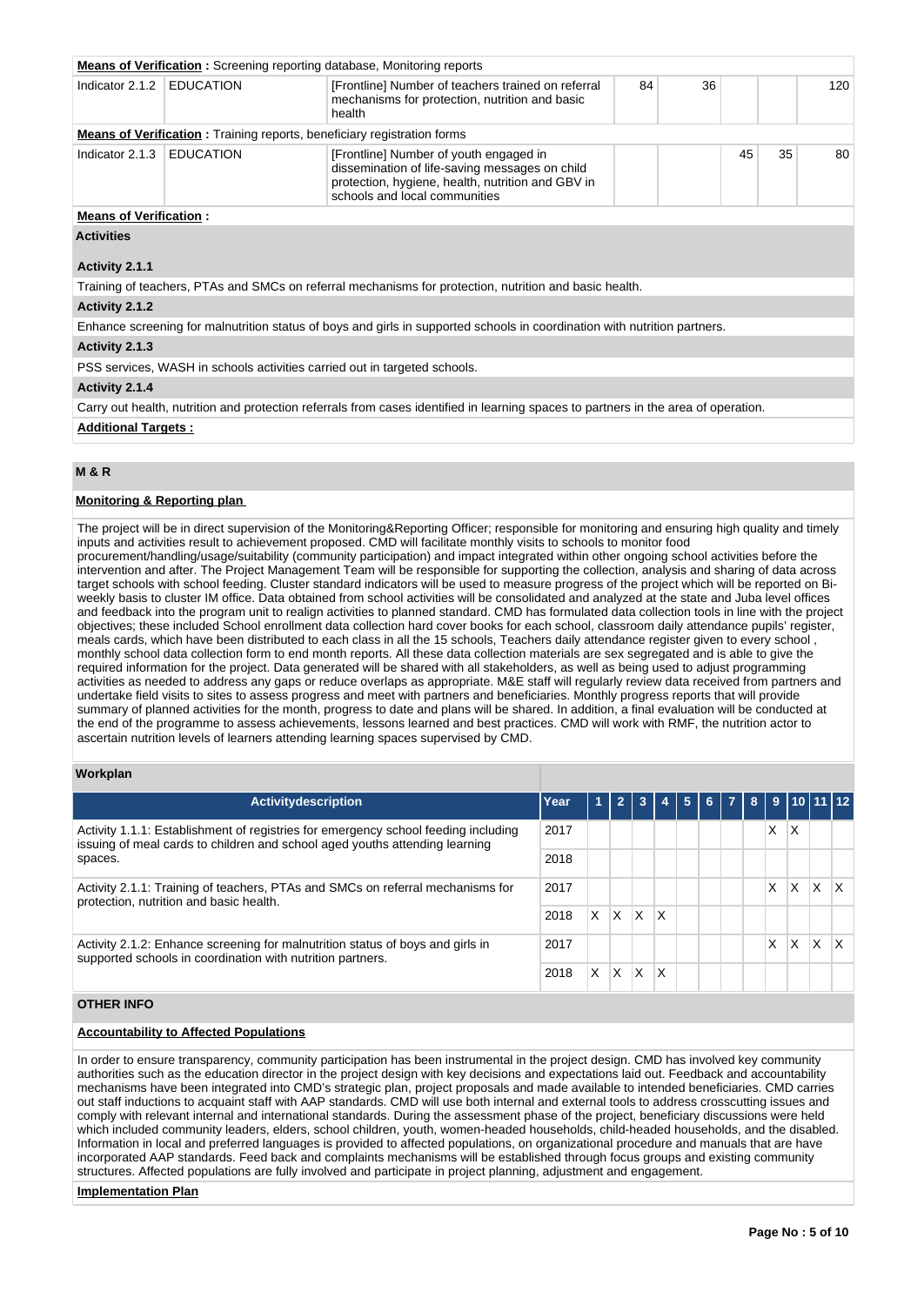**Means of Verification :** Screening reporting database, Monitoring reports

| Indicator 2.1.2 | EDUCATION | [Frontline] Number of teachers trained on referral mechanisms for protection, nutrition and basic health | 84 | 36 | | | 120 |
|---|---|---|---|---|---|---|---|

**Means of Verification :** Training reports, beneficiary registration forms

| Indicator 2.1.3 | EDUCATION | [Frontline] Number of youth engaged in dissemination of life-saving messages on child protection, hygiene, health, nutrition and GBV in schools and local communities | | | 45 | 35 | 80 |
|---|---|---|---|---|---|---|---|

**Means of Verification :**

**Activities**

**Activity 2.1.1**

Training of teachers, PTAs and SMCs on referral mechanisms for protection, nutrition and basic health.

**Activity 2.1.2**

Enhance screening for malnutrition status of boys and girls in supported schools in coordination with nutrition partners.

**Activity 2.1.3**

PSS services, WASH in schools activities carried out in targeted schools.

**Activity 2.1.4**

Carry out health, nutrition and protection referrals from cases identified in learning spaces to partners in the area of operation.

**Additional Targets :**

## M & R

**Monitoring & Reporting plan**

The project will be in direct supervision of the Monitoring&Reporting Officer; responsible for monitoring and ensuring high quality and timely inputs and activities result to achievement proposed. CMD will facilitate monthly visits to schools to monitor food procurement/handling/usage/suitability (community participation) and impact integrated within other ongoing school activities before the intervention and after. The Project Management Team will be responsible for supporting the collection, analysis and sharing of data across target schools with school feeding. Cluster standard indicators will be used to measure progress of the project which will be reported on Bi-weekly basis to cluster IM office. Data obtained from school activities will be consolidated and analyzed at the state and Juba level offices and feedback into the program unit to realign activities to planned standard. CMD has formulated data collection tools in line with the project objectives; these included School enrollment data collection hard cover books for each school, classroom daily attendance pupils' register, meals cards, which have been distributed to each class in all the 15 schools, Teachers daily attendance register given to every school , monthly school data collection form to end month reports. All these data collection materials are sex segregated and is able to give the required information for the project. Data generated will be shared with all stakeholders, as well as being used to adjust programming activities as needed to address any gaps or reduce overlaps as appropriate. M&E staff will regularly review data received from partners and undertake field visits to sites to assess progress and meet with partners and beneficiaries. Monthly progress reports that will provide summary of planned activities for the month, progress to date and plans will be shared. In addition, a final evaluation will be conducted at the end of the programme to assess achievements, lessons learned and best practices. CMD will work with RMF, the nutrition actor to ascertain nutrition levels of learners attending learning spaces supervised by CMD.

**Workplan**

| Activitydescription | Year | 1 | 2 | 3 | 4 | 5 | 6 | 7 | 8 | 9 | 10 | 11 | 12 |
|---|---|---|---|---|---|---|---|---|---|---|---|---|---|
| Activity 1.1.1: Establishment of registries for emergency school feeding including issuing of meal cards to children and school aged youths attending learning spaces. | 2017 | | | | | | | | | X | X | | |
| | 2018 | | | | | | | | | | | | |
| Activity 2.1.1: Training of teachers, PTAs and SMCs on referral mechanisms for protection, nutrition and basic health. | 2017 | | | | | | | | | X | X | X | X |
| | 2018 | X | X | X | X | | | | | | | | |
| Activity 2.1.2: Enhance screening for malnutrition status of boys and girls in supported schools in coordination with nutrition partners. | 2017 | | | | | | | | | X | X | X | X |
| | 2018 | X | X | X | X | | | | | | | | |

## OTHER INFO

**Accountability to Affected Populations**

In order to ensure transparency, community participation has been instrumental in the project design. CMD has involved key community authorities such as the education director in the project design with key decisions and expectations laid out. Feedback and accountability mechanisms have been integrated into CMD's strategic plan, project proposals and made available to intended beneficiaries. CMD carries out staff inductions to acquaint staff with AAP standards. CMD will use both internal and external tools to address crosscutting issues and comply with relevant internal and international standards. During the assessment phase of the project, beneficiary discussions were held which included community leaders, elders, school children, youth, women-headed households, child-headed households, and the disabled. Information in local and preferred languages is provided to affected populations, on organizational procedure and manuals that are have incorporated AAP standards. Feed back and complaints mechanisms will be established through focus groups and existing community structures. Affected populations are fully involved and participate in project planning, adjustment and engagement.

**Implementation Plan**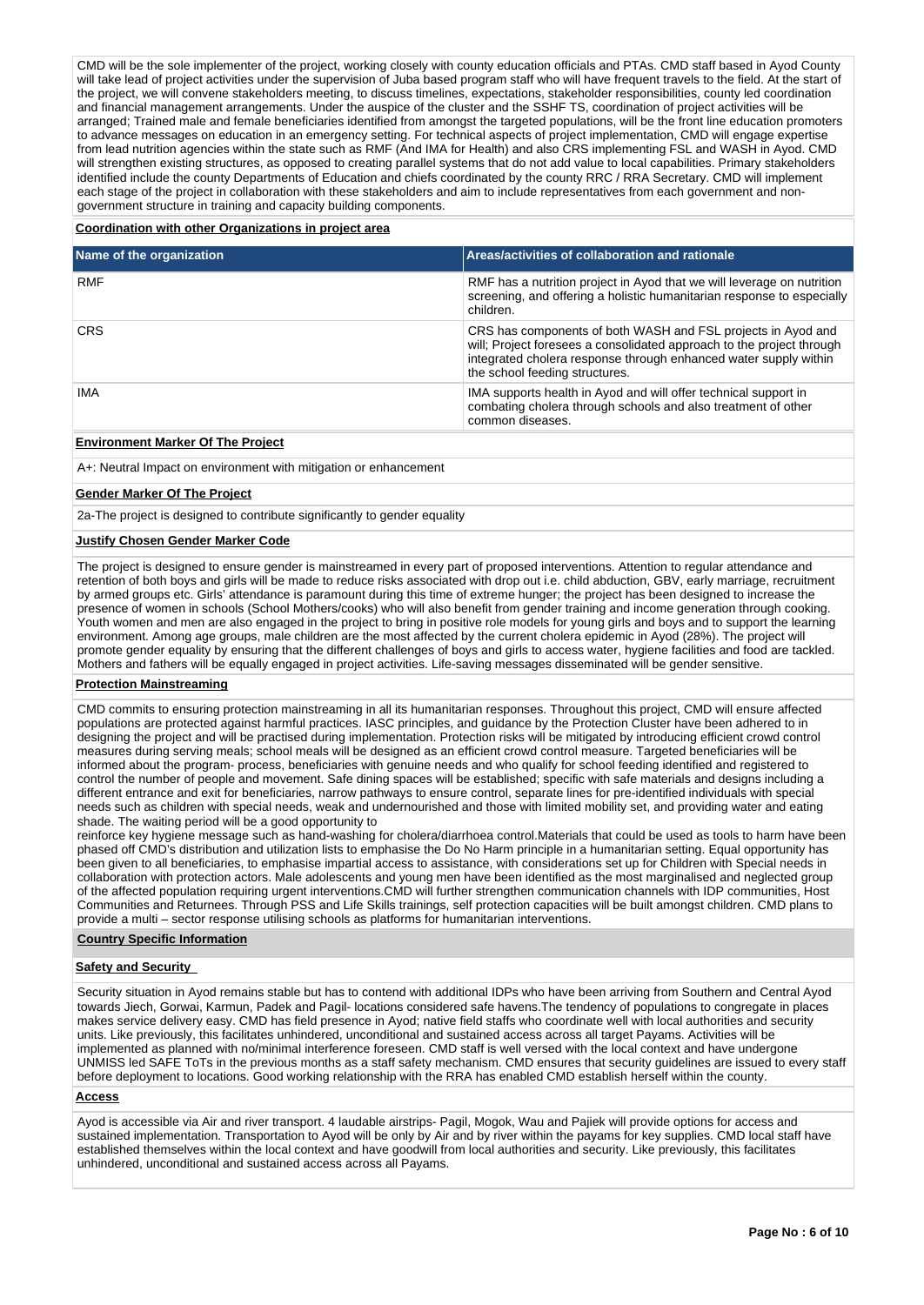CMD will be the sole implementer of the project, working closely with county education officials and PTAs. CMD staff based in Ayod County will take lead of project activities under the supervision of Juba based program staff who will have frequent travels to the field. At the start of the project, we will convene stakeholders meeting, to discuss timelines, expectations, stakeholder responsibilities, county led coordination and financial management arrangements. Under the auspice of the cluster and the SSHF TS, coordination of project activities will be arranged; Trained male and female beneficiaries identified from amongst the targeted populations, will be the front line education promoters to advance messages on education in an emergency setting. For technical aspects of project implementation, CMD will engage expertise from lead nutrition agencies within the state such as RMF (And IMA for Health) and also CRS implementing FSL and WASH in Ayod. CMD will strengthen existing structures, as opposed to creating parallel systems that do not add value to local capabilities. Primary stakeholders identified include the county Departments of Education and chiefs coordinated by the county RRC / RRA Secretary. CMD will implement each stage of the project in collaboration with these stakeholders and aim to include representatives from each government and non-government structure in training and capacity building components.

**Coordination with other Organizations in project area**

| Name of the organization | Areas/activities of collaboration and rationale |
|---|---|
| RMF | RMF has a nutrition project in Ayod that we will leverage on nutrition screening, and offering a holistic humanitarian response to especially children. |
| CRS | CRS has components of both WASH and FSL projects in Ayod and will; Project foresees a consolidated approach to the project through integrated cholera response through enhanced water supply within the school feeding structures. |
| IMA | IMA supports health in Ayod and will offer technical support in combating cholera through schools and also treatment of other common diseases. |

**Environment Marker Of The Project**

A+: Neutral Impact on environment with mitigation or enhancement

**Gender Marker Of The Project**

2a-The project is designed to contribute significantly to gender equality

**Justify Chosen Gender Marker Code**

The project is designed to ensure gender is mainstreamed in every part of proposed interventions. Attention to regular attendance and retention of both boys and girls will be made to reduce risks associated with drop out i.e. child abduction, GBV, early marriage, recruitment by armed groups etc. Girls' attendance is paramount during this time of extreme hunger; the project has been designed to increase the presence of women in schools (School Mothers/cooks) who will also benefit from gender training and income generation through cooking. Youth women and men are also engaged in the project to bring in positive role models for young girls and boys and to support the learning environment. Among age groups, male children are the most affected by the current cholera epidemic in Ayod (28%). The project will promote gender equality by ensuring that the different challenges of boys and girls to access water, hygiene facilities and food are tackled. Mothers and fathers will be equally engaged in project activities. Life-saving messages disseminated will be gender sensitive.

**Protection Mainstreaming**

CMD commits to ensuring protection mainstreaming in all its humanitarian responses. Throughout this project, CMD will ensure affected populations are protected against harmful practices. IASC principles, and guidance by the Protection Cluster have been adhered to in designing the project and will be practised during implementation. Protection risks will be mitigated by introducing efficient crowd control measures during serving meals; school meals will be designed as an efficient crowd control measure. Targeted beneficiaries will be informed about the program- process, beneficiaries with genuine needs and who qualify for school feeding identified and registered to control the number of people and movement. Safe dining spaces will be established; specific with safe materials and designs including a different entrance and exit for beneficiaries, narrow pathways to ensure control, separate lines for pre-identified individuals with special needs such as children with special needs, weak and undernourished and those with limited mobility set, and providing water and eating shade. The waiting period will be a good opportunity to
reinforce key hygiene message such as hand-washing for cholera/diarrhoea control.Materials that could be used as tools to harm have been phased off CMD's distribution and utilization lists to emphasise the Do No Harm principle in a humanitarian setting. Equal opportunity has been given to all beneficiaries, to emphasise impartial access to assistance, with considerations set up for Children with Special needs in collaboration with protection actors. Male adolescents and young men have been identified as the most marginalised and neglected group of the affected population requiring urgent interventions.CMD will further strengthen communication channels with IDP communities, Host Communities and Returnees. Through PSS and Life Skills trainings, self protection capacities will be built amongst children. CMD plans to provide a multi – sector response utilising schools as platforms for humanitarian interventions.

**Country Specific Information**

**Safety and Security**

Security situation in Ayod remains stable but has to contend with additional IDPs who have been arriving from Southern and Central Ayod towards Jiech, Gorwai, Karmun, Padek and Pagil- locations considered safe havens.The tendency of populations to congregate in places makes service delivery easy. CMD has field presence in Ayod; native field staffs who coordinate well with local authorities and security units. Like previously, this facilitates unhindered, unconditional and sustained access across all target Payams. Activities will be implemented as planned with no/minimal interference foreseen. CMD staff is well versed with the local context and have undergone UNMISS led SAFE ToTs in the previous months as a staff safety mechanism. CMD ensures that security guidelines are issued to every staff before deployment to locations. Good working relationship with the RRA has enabled CMD establish herself within the county.

**Access**

Ayod is accessible via Air and river transport. 4 laudable airstrips- Pagil, Mogok, Wau and Pajiek will provide options for access and sustained implementation. Transportation to Ayod will be only by Air and by river within the payams for key supplies. CMD local staff have established themselves within the local context and have goodwill from local authorities and security. Like previously, this facilitates unhindered, unconditional and sustained access across all Payams.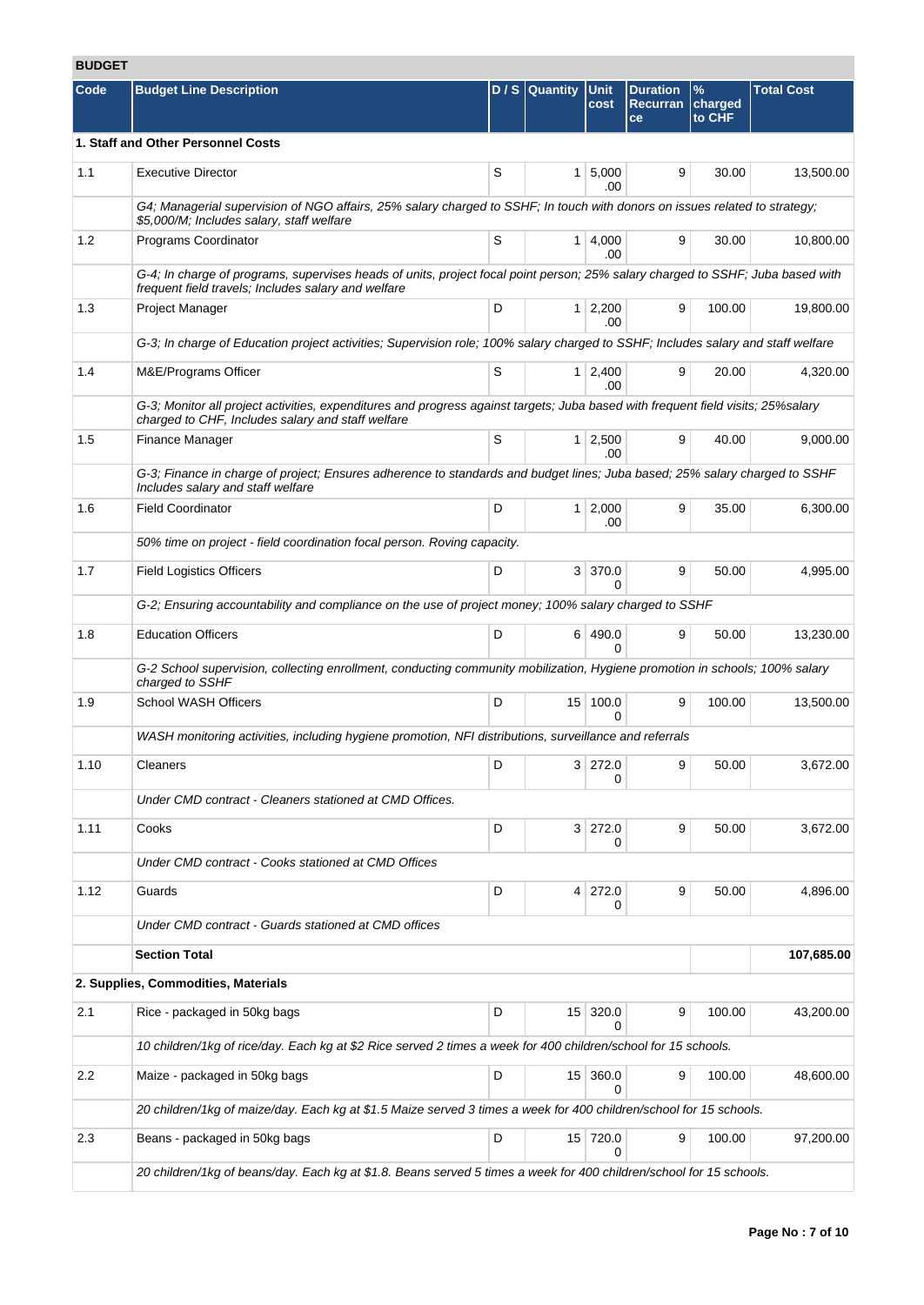## BUDGET

| Code | Budget Line Description | D / S | Quantity | Unit cost | Duration Recurrance | % charged to CHF | Total Cost |
|---|---|---|---|---|---|---|---|
| **1. Staff and Other Personnel Costs** | | | | | | | |
| 1.1 | Executive Director | S | 1 | 5,000.00 | 9 | 30.00 | 13,500.00 |
| | *G4; Managerial supervision of NGO affairs, 25% salary charged to SSHF; In touch with donors on issues related to strategy; $5,000/M; Includes salary, staff welfare* | | | | | | |
| 1.2 | Programs Coordinator | S | 1 | 4,000.00 | 9 | 30.00 | 10,800.00 |
| | *G-4; In charge of programs, supervises heads of units, project focal point person; 25% salary charged to SSHF; Juba based with frequent field travels; Includes salary and welfare* | | | | | | |
| 1.3 | Project Manager | D | 1 | 2,200.00 | 9 | 100.00 | 19,800.00 |
| | *G-3; In charge of Education project activities; Supervision role; 100% salary charged to SSHF; Includes salary and staff welfare* | | | | | | |
| 1.4 | M&E/Programs Officer | S | 1 | 2,400.00 | 9 | 20.00 | 4,320.00 |
| | *G-3; Monitor all project activities, expenditures and progress against targets; Juba based with frequent field visits; 25%salary charged to CHF, Includes salary and staff welfare* | | | | | | |
| 1.5 | Finance Manager | S | 1 | 2,500.00 | 9 | 40.00 | 9,000.00 |
| | *G-3; Finance in charge of project; Ensures adherence to standards and budget lines; Juba based; 25% salary charged to SSHF Includes salary and staff welfare* | | | | | | |
| 1.6 | Field Coordinator | D | 1 | 2,000.00 | 9 | 35.00 | 6,300.00 |
| | *50% time on project - field coordination focal person. Roving capacity.* | | | | | | |
| 1.7 | Field Logistics Officers | D | 3 | 370.00 | 9 | 50.00 | 4,995.00 |
| | *G-2; Ensuring accountability and compliance on the use of project money; 100% salary charged to SSHF* | | | | | | |
| 1.8 | Education Officers | D | 6 | 490.00 | 9 | 50.00 | 13,230.00 |
| | *G-2 School supervision, collecting enrollment, conducting community mobilization, Hygiene promotion in schools; 100% salary charged to SSHF* | | | | | | |
| 1.9 | School WASH Officers | D | 15 | 100.00 | 9 | 100.00 | 13,500.00 |
| | *WASH monitoring activities, including hygiene promotion, NFI distributions, surveillance and referrals* | | | | | | |
| 1.10 | Cleaners | D | 3 | 272.00 | 9 | 50.00 | 3,672.00 |
| | *Under CMD contract - Cleaners stationed at CMD Offices.* | | | | | | |
| 1.11 | Cooks | D | 3 | 272.00 | 9 | 50.00 | 3,672.00 |
| | *Under CMD contract - Cooks stationed at CMD Offices* | | | | | | |
| 1.12 | Guards | D | 4 | 272.00 | 9 | 50.00 | 4,896.00 |
| | *Under CMD contract - Guards stationed at CMD offices* | | | | | | |
| | **Section Total** | | | | | | **107,685.00** |
| **2. Supplies, Commodities, Materials** | | | | | | | |
| 2.1 | Rice - packaged in 50kg bags | D | 15 | 320.00 | 9 | 100.00 | 43,200.00 |
| | *10 children/1kg of rice/day. Each kg at $2 Rice served 2 times a week for 400 children/school for 15 schools.* | | | | | | |
| 2.2 | Maize - packaged in 50kg bags | D | 15 | 360.00 | 9 | 100.00 | 48,600.00 |
| | *20 children/1kg of maize/day. Each kg at $1.5 Maize served 3 times a week for 400 children/school for 15 schools.* | | | | | | |
| 2.3 | Beans - packaged in 50kg bags | D | 15 | 720.00 | 9 | 100.00 | 97,200.00 |
| | *20 children/1kg of beans/day. Each kg at $1.8. Beans served 5 times a week for 400 children/school for 15 schools.* | | | | | | |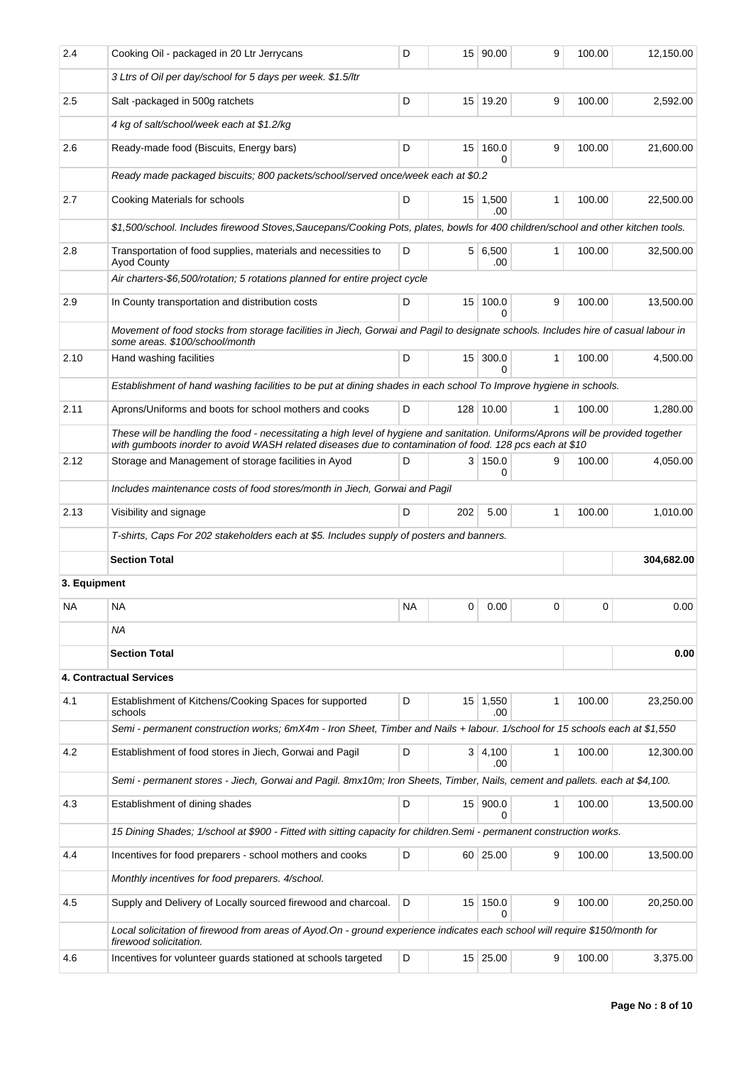| | | | | | | | |
|---|---|---|---|---|---|---|---|
| 2.4 | Cooking Oil - packaged in 20 Ltr Jerrycans | D | 15 | 90.00 | 9 | 100.00 | 12,150.00 |
| | *3 Ltrs of Oil per day/school for 5 days per week. $1.5/ltr* | | | | | | |
| 2.5 | Salt -packaged in 500g ratchets | D | 15 | 19.20 | 9 | 100.00 | 2,592.00 |
| | *4 kg of salt/school/week each at $1.2/kg* | | | | | | |
| 2.6 | Ready-made food (Biscuits, Energy bars) | D | 15 | 160.00 | 9 | 100.00 | 21,600.00 |
| | *Ready made packaged biscuits; 800 packets/school/served once/week each at $0.2* | | | | | | |
| 2.7 | Cooking Materials for schools | D | 15 | 1,500.00 | 1 | 100.00 | 22,500.00 |
| | *$1,500/school. Includes firewood Stoves,Saucepans/Cooking Pots, plates, bowls for 400 children/school and other kitchen tools.* | | | | | | |
| 2.8 | Transportation of food supplies, materials and necessities to Ayod County | D | 5 | 6,500.00 | 1 | 100.00 | 32,500.00 |
| | *Air charters-$6,500/rotation; 5 rotations planned for entire project cycle* | | | | | | |
| 2.9 | In County transportation and distribution costs | D | 15 | 100.00 | 9 | 100.00 | 13,500.00 |
| | *Movement of food stocks from storage facilities in Jiech, Gorwai and Pagil to designate schools. Includes hire of casual labour in some areas. $100/school/month* | | | | | | |
| 2.10 | Hand washing facilities | D | 15 | 300.00 | 1 | 100.00 | 4,500.00 |
| | *Establishment of hand washing facilities to be put at dining shades in each school To Improve hygiene in schools.* | | | | | | |
| 2.11 | Aprons/Uniforms and boots for school mothers and cooks | D | 128 | 10.00 | 1 | 100.00 | 1,280.00 |
| | *These will be handling the food - necessitating a high level of hygiene and sanitation. Uniforms/Aprons will be provided together with gumboots inorder to avoid WASH related diseases due to contamination of food. 128 pcs each at $10* | | | | | | |
| 2.12 | Storage and Management of storage facilities in Ayod | D | 3 | 150.00 | 9 | 100.00 | 4,050.00 |
| | *Includes maintenance costs of food stores/month in Jiech, Gorwai and Pagil* | | | | | | |
| 2.13 | Visibility and signage | D | 202 | 5.00 | 1 | 100.00 | 1,010.00 |
| | *T-shirts, Caps For 202 stakeholders each at $5. Includes supply of posters and banners.* | | | | | | |
| | **Section Total** | | | | | | **304,682.00** |
| **3. Equipment** | | | | | | | |
| NA | NA | NA | 0 | 0.00 | 0 | 0 | 0.00 |
| | *NA* | | | | | | |
| | **Section Total** | | | | | | **0.00** |
| **4. Contractual Services** | | | | | | | |
| 4.1 | Establishment of Kitchens/Cooking Spaces for supported schools | D | 15 | 1,550.00 | 1 | 100.00 | 23,250.00 |
| | *Semi - permanent construction works; 6mX4m - Iron Sheet, Timber and Nails + labour. 1/school for 15 schools each at $1,550* | | | | | | |
| 4.2 | Establishment of food stores in Jiech, Gorwai and Pagil | D | 3 | 4,100.00 | 1 | 100.00 | 12,300.00 |
| | *Semi - permanent stores - Jiech, Gorwai and Pagil. 8mx10m; Iron Sheets, Timber, Nails, cement and pallets. each at $4,100.* | | | | | | |
| 4.3 | Establishment of dining shades | D | 15 | 900.00 | 1 | 100.00 | 13,500.00 |
| | *15 Dining Shades; 1/school at $900 - Fitted with sitting capacity for children.Semi - permanent construction works.* | | | | | | |
| 4.4 | Incentives for food preparers - school mothers and cooks | D | 60 | 25.00 | 9 | 100.00 | 13,500.00 |
| | *Monthly incentives for food preparers. 4/school.* | | | | | | |
| 4.5 | Supply and Delivery of Locally sourced firewood and charcoal. | D | 15 | 150.00 | 9 | 100.00 | 20,250.00 |
| | *Local solicitation of firewood from areas of Ayod.On - ground experience indicates each school will require $150/month for firewood solicitation.* | | | | | | |
| 4.6 | Incentives for volunteer guards stationed at schools targeted | D | 15 | 25.00 | 9 | 100.00 | 3,375.00 |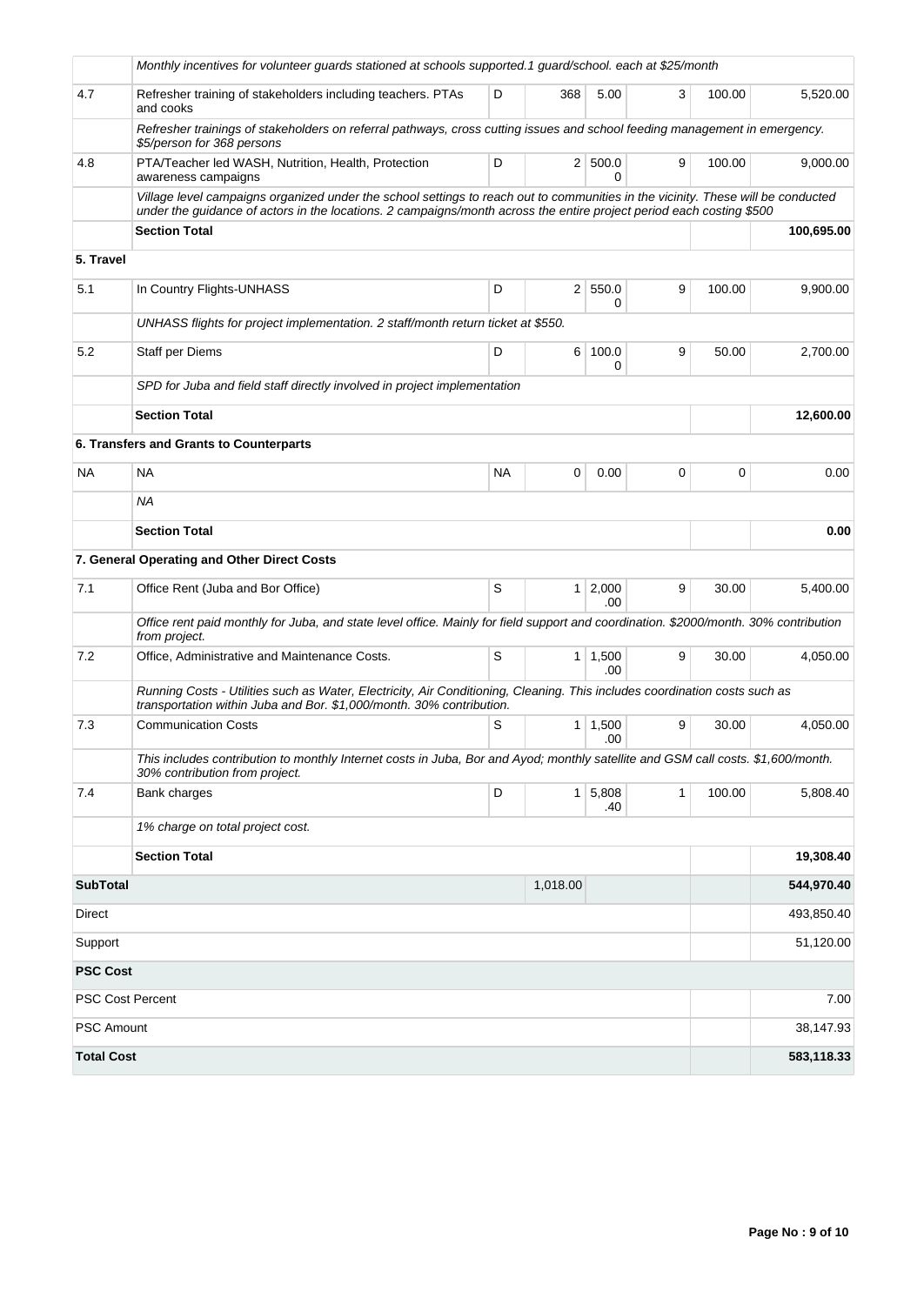| | | | | | | | |
|---|---|---|---|---|---|---|---|
| | *Monthly incentives for volunteer guards stationed at schools supported.1 guard/school. each at $25/month* | | | | | | |
| 4.7 | Refresher training of stakeholders including teachers. PTAs and cooks | D | 368 | 5.00 | 3 | 100.00 | 5,520.00 |
| | *Refresher trainings of stakeholders on referral pathways, cross cutting issues and school feeding management in emergency. $5/person for 368 persons* | | | | | | |
| 4.8 | PTA/Teacher led WASH, Nutrition, Health, Protection awareness campaigns | D | 2 | 500.00 | 9 | 100.00 | 9,000.00 |
| | *Village level campaigns organized under the school settings to reach out to communities in the vicinity. These will be conducted under the guidance of actors in the locations. 2 campaigns/month across the entire project period each costing $500* | | | | | | |
| | **Section Total** | | | | | | **100,695.00** |
| **5. Travel** | | | | | | | |
| 5.1 | In Country Flights-UNHASS | D | 2 | 550.00 | 9 | 100.00 | 9,900.00 |
| | *UNHASS flights for project implementation. 2 staff/month return ticket at $550.* | | | | | | |
| 5.2 | Staff per Diems | D | 6 | 100.00 | 9 | 50.00 | 2,700.00 |
| | *SPD for Juba and field staff directly involved in project implementation* | | | | | | |
| | **Section Total** | | | | | | **12,600.00** |
| | **6. Transfers and Grants to Counterparts** | | | | | | |
| NA | NA | NA | 0 | 0.00 | 0 | 0 | 0.00 |
| | *NA* | | | | | | |
| | **Section Total** | | | | | | **0.00** |
| | **7. General Operating and Other Direct Costs** | | | | | | |
| 7.1 | Office Rent (Juba and Bor Office) | S | 1 | 2,000.00 | 9 | 30.00 | 5,400.00 |
| | *Office rent paid monthly for Juba, and state level office. Mainly for field support and coordination. $2000/month. 30% contribution from project.* | | | | | | |
| 7.2 | Office, Administrative and Maintenance Costs. | S | 1 | 1,500.00 | 9 | 30.00 | 4,050.00 |
| | *Running Costs - Utilities such as Water, Electricity, Air Conditioning, Cleaning. This includes coordination costs such as transportation within Juba and Bor. $1,000/month. 30% contribution.* | | | | | | |
| 7.3 | Communication Costs | S | 1 | 1,500.00 | 9 | 30.00 | 4,050.00 |
| | *This includes contribution to monthly Internet costs in Juba, Bor and Ayod; monthly satellite and GSM call costs. $1,600/month. 30% contribution from project.* | | | | | | |
| 7.4 | Bank charges | D | 1 | 5,808.40 | 1 | 100.00 | 5,808.40 |
| | *1% charge on total project cost.* | | | | | | |
| | **Section Total** | | | | | | **19,308.40** |
| **SubTotal** | | | 1,018.00 | | | | **544,970.40** |
| Direct | | | | | | | 493,850.40 |
| Support | | | | | | | 51,120.00 |
| **PSC Cost** | | | | | | | |
| PSC Cost Percent | | | | | | | 7.00 |
| PSC Amount | | | | | | | 38,147.93 |
| **Total Cost** | | | | | | | **583,118.33** |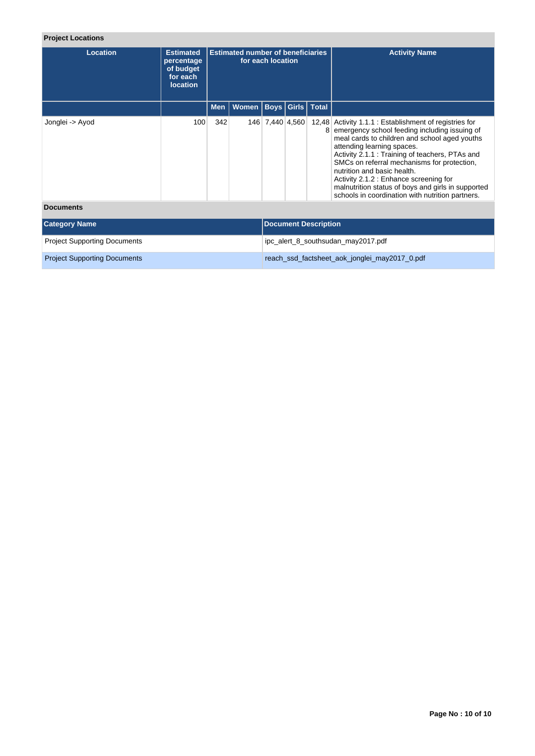## Project Locations

| Location | Estimated percentage of budget for each location | Estimated number of beneficiaries for each location | | | | | Activity Name |
|---|---|---|---|---|---|---|---|
| | | Men | Women | Boys | Girls | Total | |
| Jonglei -> Ayod | 100 | 342 | 146 | 7,440 | 4,560 | 12,488 | Activity 1.1.1 : Establishment of registries for emergency school feeding including issuing of meal cards to children and school aged youths attending learning spaces.<br>Activity 2.1.1 : Training of teachers, PTAs and SMCs on referral mechanisms for protection, nutrition and basic health.<br>Activity 2.1.2 : Enhance screening for malnutrition status of boys and girls in supported schools in coordination with nutrition partners. |

## Documents

| Category Name | Document Description |
|---|---|
| Project Supporting Documents | ipc_alert_8_southsudan_may2017.pdf |
| Project Supporting Documents | reach_ssd_factsheet_aok_jonglei_may2017_0.pdf |